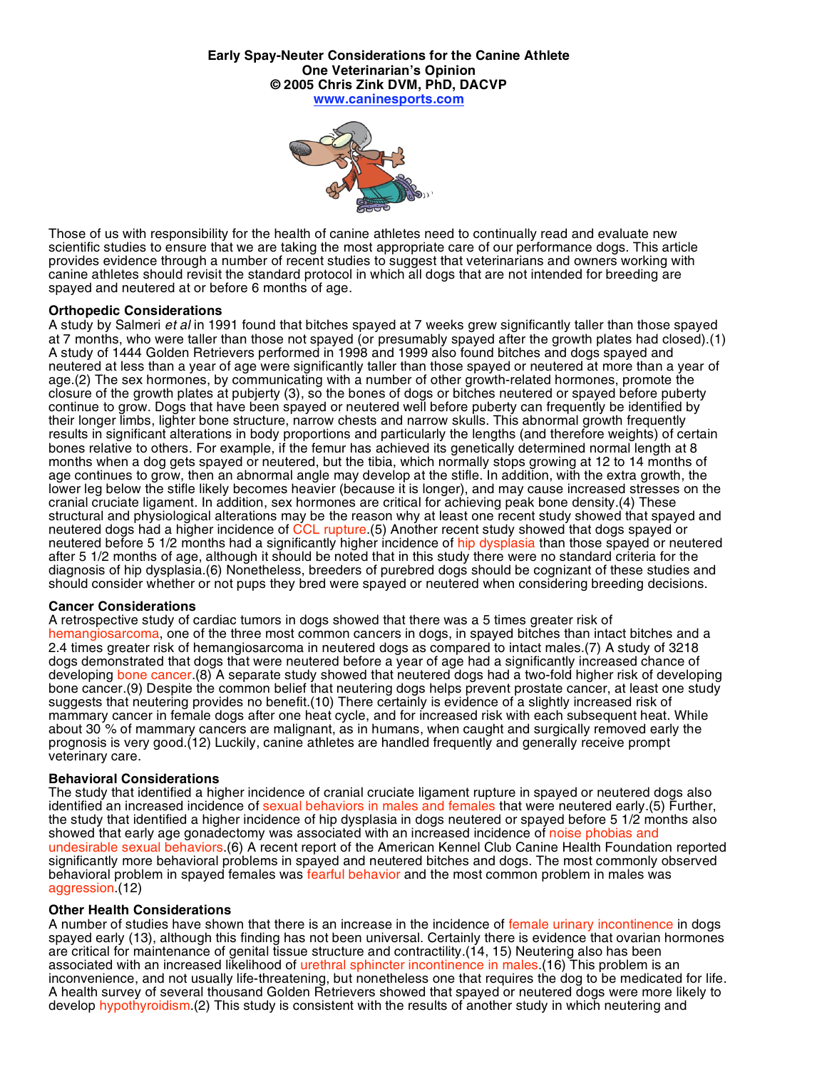**Early Spay-Neuter Considerations for the Canine Athlete**
**One Veterinarian's Opinion**
**© 2005 Chris Zink DVM, PhD, DACVP**
**www.caninesports.com**

Those of us with responsibility for the health of canine athletes need to continually read and evaluate new scientific studies to ensure that we are taking the most appropriate care of our performance dogs. This article provides evidence through a number of recent studies to suggest that veterinarians and owners working with canine athletes should revisit the standard protocol in which all dogs that are not intended for breeding are spayed and neutered at or before 6 months of age.

## Orthopedic Considerations

A study by Salmeri *et al* in 1991 found that bitches spayed at 7 weeks grew significantly taller than those spayed at 7 months, who were taller than those not spayed (or presumably spayed after the growth plates had closed).(1) A study of 1444 Golden Retrievers performed in 1998 and 1999 also found bitches and dogs spayed and neutered at less than a year of age were significantly taller than those spayed or neutered at more than a year of age.(2) The sex hormones, by communicating with a number of other growth-related hormones, promote the closure of the growth plates at pubjerty (3), so the bones of dogs or bitches neutered or spayed before puberty continue to grow. Dogs that have been spayed or neutered well before puberty can frequently be identified by their longer limbs, lighter bone structure, narrow chests and narrow skulls. This abnormal growth frequently results in significant alterations in body proportions and particularly the lengths (and therefore weights) of certain bones relative to others. For example, if the femur has achieved its genetically determined normal length at 8 months when a dog gets spayed or neutered, but the tibia, which normally stops growing at 12 to 14 months of age continues to grow, then an abnormal angle may develop at the stifle. In addition, with the extra growth, the lower leg below the stifle likely becomes heavier (because it is longer), and may cause increased stresses on the cranial cruciate ligament. In addition, sex hormones are critical for achieving peak bone density.(4) These structural and physiological alterations may be the reason why at least one recent study showed that spayed and neutered dogs had a higher incidence of CCL rupture.(5) Another recent study showed that dogs spayed or neutered before 5 1/2 months had a significantly higher incidence of hip dysplasia than those spayed or neutered after 5 1/2 months of age, although it should be noted that in this study there were no standard criteria for the diagnosis of hip dysplasia.(6) Nonetheless, breeders of purebred dogs should be cognizant of these studies and should consider whether or not pups they bred were spayed or neutered when considering breeding decisions.

## Cancer Considerations

A retrospective study of cardiac tumors in dogs showed that there was a 5 times greater risk of hemangiosarcoma, one of the three most common cancers in dogs, in spayed bitches than intact bitches and a 2.4 times greater risk of hemangiosarcoma in neutered dogs as compared to intact males.(7) A study of 3218 dogs demonstrated that dogs that were neutered before a year of age had a significantly increased chance of developing bone cancer.(8) A separate study showed that neutered dogs had a two-fold higher risk of developing bone cancer.(9) Despite the common belief that neutering dogs helps prevent prostate cancer, at least one study suggests that neutering provides no benefit.(10) There certainly is evidence of a slightly increased risk of mammary cancer in female dogs after one heat cycle, and for increased risk with each subsequent heat. While about 30 % of mammary cancers are malignant, as in humans, when caught and surgically removed early the prognosis is very good.(12) Luckily, canine athletes are handled frequently and generally receive prompt veterinary care.

## Behavioral Considerations

The study that identified a higher incidence of cranial cruciate ligament rupture in spayed or neutered dogs also identified an increased incidence of sexual behaviors in males and females that were neutered early.(5) Further, the study that identified a higher incidence of hip dysplasia in dogs neutered or spayed before 5 1/2 months also showed that early age gonadectomy was associated with an increased incidence of noise phobias and undesirable sexual behaviors.(6) A recent report of the American Kennel Club Canine Health Foundation reported significantly more behavioral problems in spayed and neutered bitches and dogs. The most commonly observed behavioral problem in spayed females was fearful behavior and the most common problem in males was aggression.(12)

## Other Health Considerations

A number of studies have shown that there is an increase in the incidence of female urinary incontinence in dogs spayed early (13), although this finding has not been universal. Certainly there is evidence that ovarian hormones are critical for maintenance of genital tissue structure and contractility.(14, 15) Neutering also has been associated with an increased likelihood of urethral sphincter incontinence in males.(16) This problem is an inconvenience, and not usually life-threatening, but nonetheless one that requires the dog to be medicated for life. A health survey of several thousand Golden Retrievers showed that spayed or neutered dogs were more likely to develop hypothyroidism.(2) This study is consistent with the results of another study in which neutering and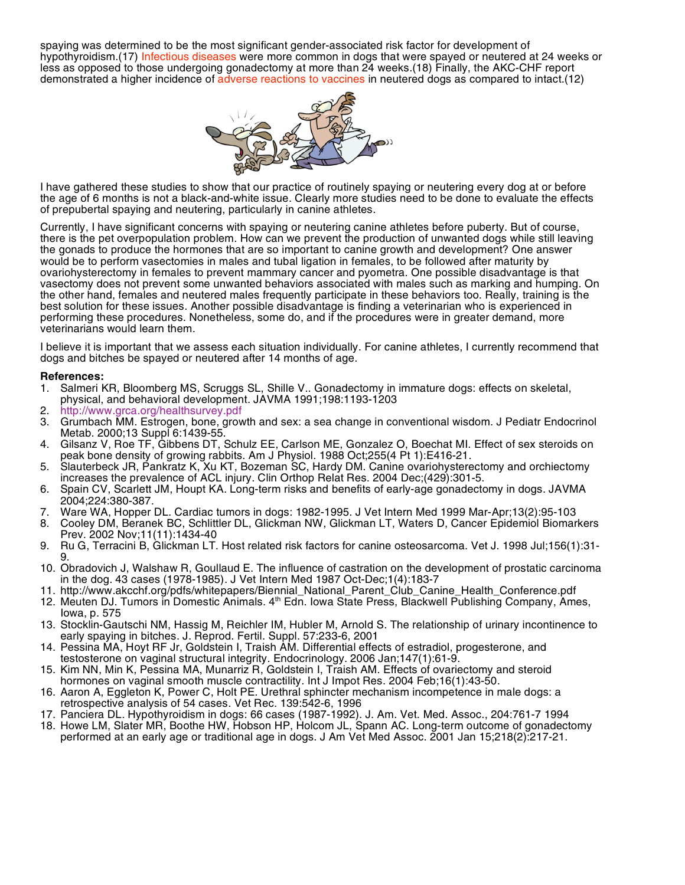spaying was determined to be the most significant gender-associated risk factor for development of hypothyroidism.(17) Infectious diseases were more common in dogs that were spayed or neutered at 24 weeks or less as opposed to those undergoing gonadectomy at more than 24 weeks.(18) Finally, the AKC-CHF report demonstrated a higher incidence of adverse reactions to vaccines in neutered dogs as compared to intact.(12)

I have gathered these studies to show that our practice of routinely spaying or neutering every dog at or before the age of 6 months is not a black-and-white issue. Clearly more studies need to be done to evaluate the effects of prepubertal spaying and neutering, particularly in canine athletes.

Currently, I have significant concerns with spaying or neutering canine athletes before puberty. But of course, there is the pet overpopulation problem. How can we prevent the production of unwanted dogs while still leaving the gonads to produce the hormones that are so important to canine growth and development? One answer would be to perform vasectomies in males and tubal ligation in females, to be followed after maturity by ovariohysterectomy in females to prevent mammary cancer and pyometra. One possible disadvantage is that vasectomy does not prevent some unwanted behaviors associated with males such as marking and humping. On the other hand, females and neutered males frequently participate in these behaviors too. Really, training is the best solution for these issues. Another possible disadvantage is finding a veterinarian who is experienced in performing these procedures. Nonetheless, some do, and if the procedures were in greater demand, more veterinarians would learn them.

I believe it is important that we assess each situation individually. For canine athletes, I currently recommend that dogs and bitches be spayed or neutered after 14 months of age.

**References:**

1. Salmeri KR, Bloomberg MS, Scruggs SL, Shille V.. Gonadectomy in immature dogs: effects on skeletal, physical, and behavioral development. JAVMA 1991;198:1193-1203
2. http://www.grca.org/healthsurvey.pdf
3. Grumbach MM. Estrogen, bone, growth and sex: a sea change in conventional wisdom. J Pediatr Endocrinol Metab. 2000;13 Suppl 6:1439-55.
4. Gilsanz V, Roe TF, Gibbens DT, Schulz EE, Carlson ME, Gonzalez O, Boechat MI. Effect of sex steroids on peak bone density of growing rabbits. Am J Physiol. 1988 Oct;255(4 Pt 1):E416-21.
5. Slauterbeck JR, Pankratz K, Xu KT, Bozeman SC, Hardy DM. Canine ovariohysterectomy and orchiectomy increases the prevalence of ACL injury. Clin Orthop Relat Res. 2004 Dec;(429):301-5.
6. Spain CV, Scarlett JM, Houpt KA. Long-term risks and benefits of early-age gonadectomy in dogs. JAVMA 2004;224:380-387.
7. Ware WA, Hopper DL. Cardiac tumors in dogs: 1982-1995. J Vet Intern Med 1999 Mar-Apr;13(2):95-103
8. Cooley DM, Beranek BC, Schlittler DL, Glickman NW, Glickman LT, Waters D, Cancer Epidemiol Biomarkers Prev. 2002 Nov;11(11):1434-40
9. Ru G, Terracini B, Glickman LT. Host related risk factors for canine osteosarcoma. Vet J. 1998 Jul;156(1):31-9.
10. Obradovich J, Walshaw R, Goullaud E. The influence of castration on the development of prostatic carcinoma in the dog. 43 cases (1978-1985). J Vet Intern Med 1987 Oct-Dec;1(4):183-7
11. http://www.akcchf.org/pdfs/whitepapers/Biennial_National_Parent_Club_Canine_Health_Conference.pdf
12. Meuten DJ. Tumors in Domestic Animals. 4th Edn. Iowa State Press, Blackwell Publishing Company, Ames, Iowa, p. 575
13. Stocklin-Gautschi NM, Hassig M, Reichler IM, Hubler M, Arnold S. The relationship of urinary incontinence to early spaying in bitches. J. Reprod. Fertil. Suppl. 57:233-6, 2001
14. Pessina MA, Hoyt RF Jr, Goldstein I, Traish AM. Differential effects of estradiol, progesterone, and testosterone on vaginal structural integrity. Endocrinology. 2006 Jan;147(1):61-9.
15. Kim NN, Min K, Pessina MA, Munarriz R, Goldstein I, Traish AM. Effects of ovariectomy and steroid hormones on vaginal smooth muscle contractility. Int J Impot Res. 2004 Feb;16(1):43-50.
16. Aaron A, Eggleton K, Power C, Holt PE. Urethral sphincter mechanism incompetence in male dogs: a retrospective analysis of 54 cases. Vet Rec. 139:542-6, 1996
17. Panciera DL. Hypothyroidism in dogs: 66 cases (1987-1992). J. Am. Vet. Med. Assoc., 204:761-7 1994
18. Howe LM, Slater MR, Boothe HW, Hobson HP, Holcom JL, Spann AC. Long-term outcome of gonadectomy performed at an early age or traditional age in dogs. J Am Vet Med Assoc. 2001 Jan 15;218(2):217-21.